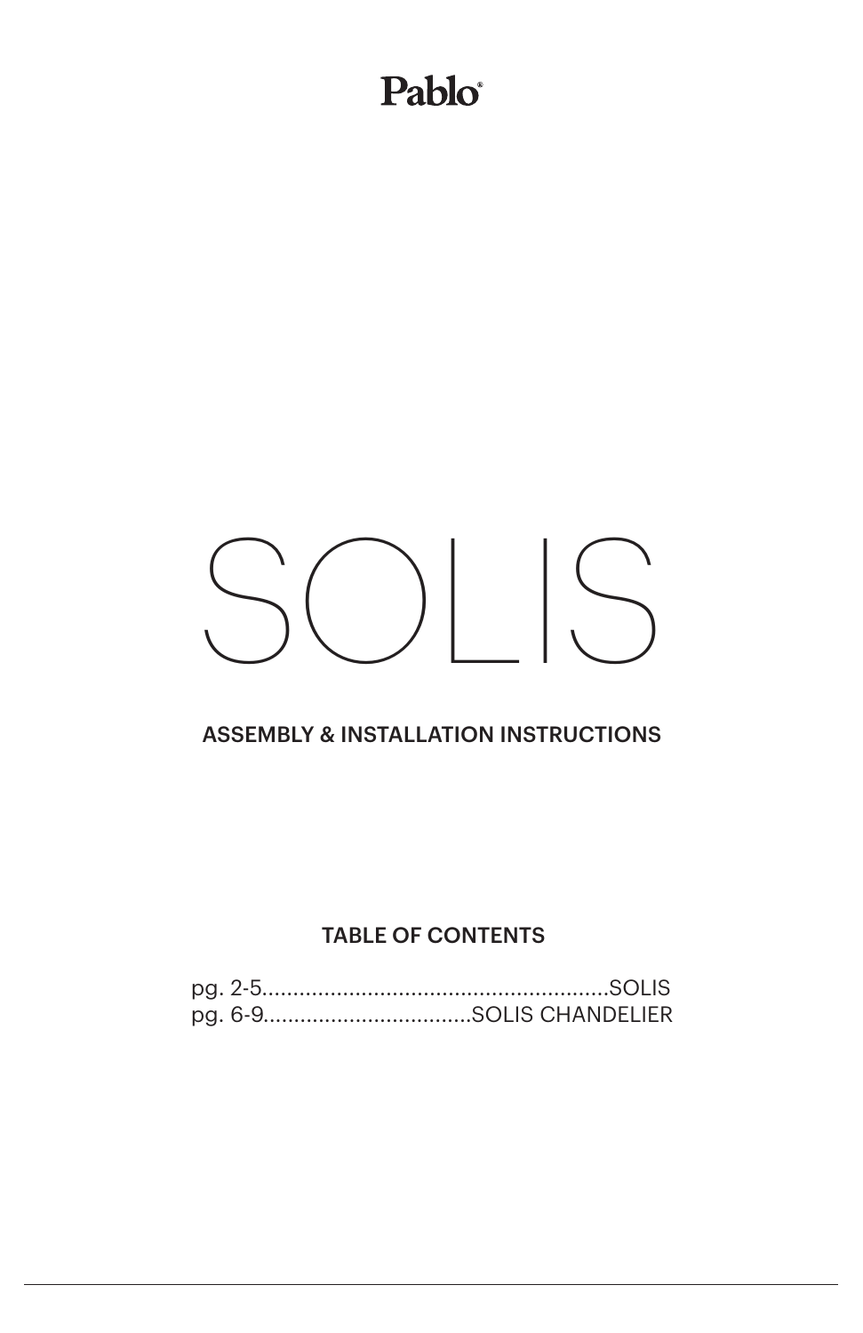Pablo®

# SOLIS

## ASSEMBLY & INSTALLATION INSTRUCTIONS

### TABLE OF CONTENTS

pg. 2-5........................................................SOLIS
pg. 6-9..................................SOLIS CHANDELIER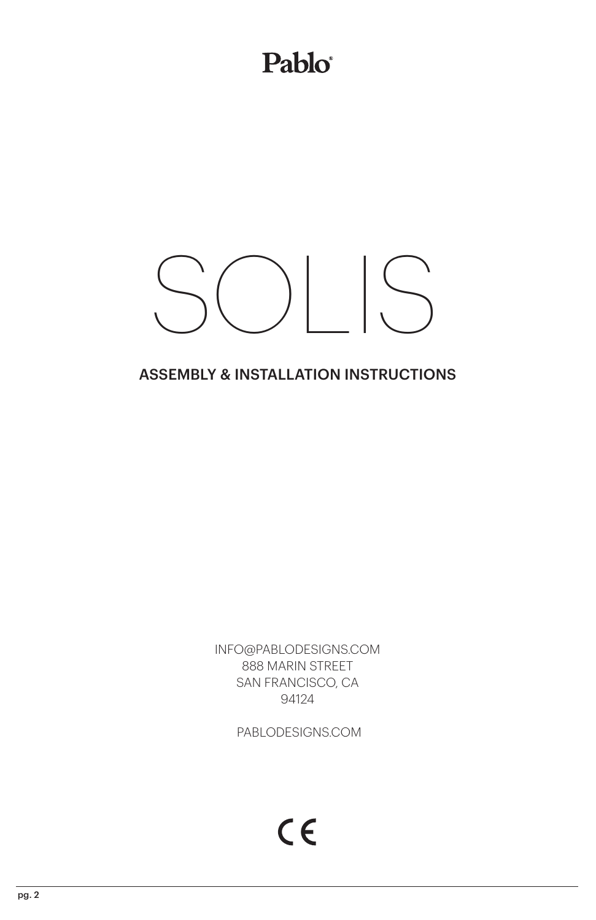Pablo®

# SOLIS

## ASSEMBLY & INSTALLATION INSTRUCTIONS

INFO@PABLODESIGNS.COM
888 MARIN STREET
SAN FRANCISCO, CA
94124

PABLODESIGNS.COM

CE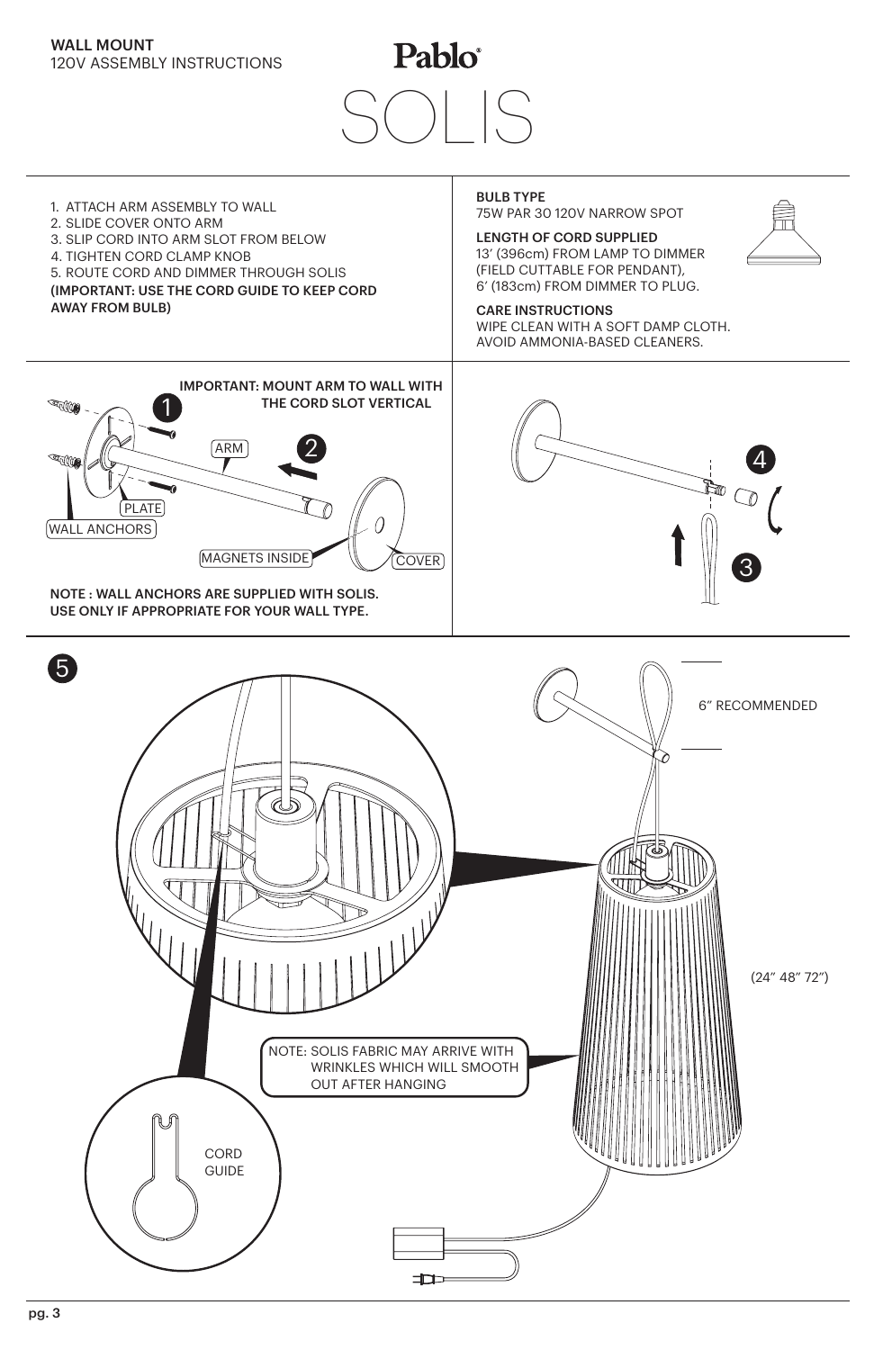**WALL MOUNT**
120V ASSEMBLY INSTRUCTIONS

# Pablo®

# SOLIS

1. ATTACH ARM ASSEMBLY TO WALL
2. SLIDE COVER ONTO ARM
3. SLIP CORD INTO ARM SLOT FROM BELOW
4. TIGHTEN CORD CLAMP KNOB
5. ROUTE CORD AND DIMMER THROUGH SOLIS

**(IMPORTANT: USE THE CORD GUIDE TO KEEP CORD AWAY FROM BULB)**

**BULB TYPE**
75W PAR 30 120V NARROW SPOT

**LENGTH OF CORD SUPPLIED**
13′ (396cm) FROM LAMP TO DIMMER (FIELD CUTTABLE FOR PENDANT),
6′ (183cm) FROM DIMMER TO PLUG.

**CARE INSTRUCTIONS**
WIPE CLEAN WITH A SOFT DAMP CLOTH.
AVOID AMMONIA-BASED CLEANERS.

**IMPORTANT: MOUNT ARM TO WALL WITH THE CORD SLOT VERTICAL**

1 2

ARM

PLATE

WALL ANCHORS

MAGNETS INSIDE

COVER

**NOTE : WALL ANCHORS ARE SUPPLIED WITH SOLIS. USE ONLY IF APPROPRIATE FOR YOUR WALL TYPE.**

4 3

5

6″ RECOMMENDED

(24″ 48″ 72″)

NOTE: SOLIS FABRIC MAY ARRIVE WITH WRINKLES WHICH WILL SMOOTH OUT AFTER HANGING

CORD GUIDE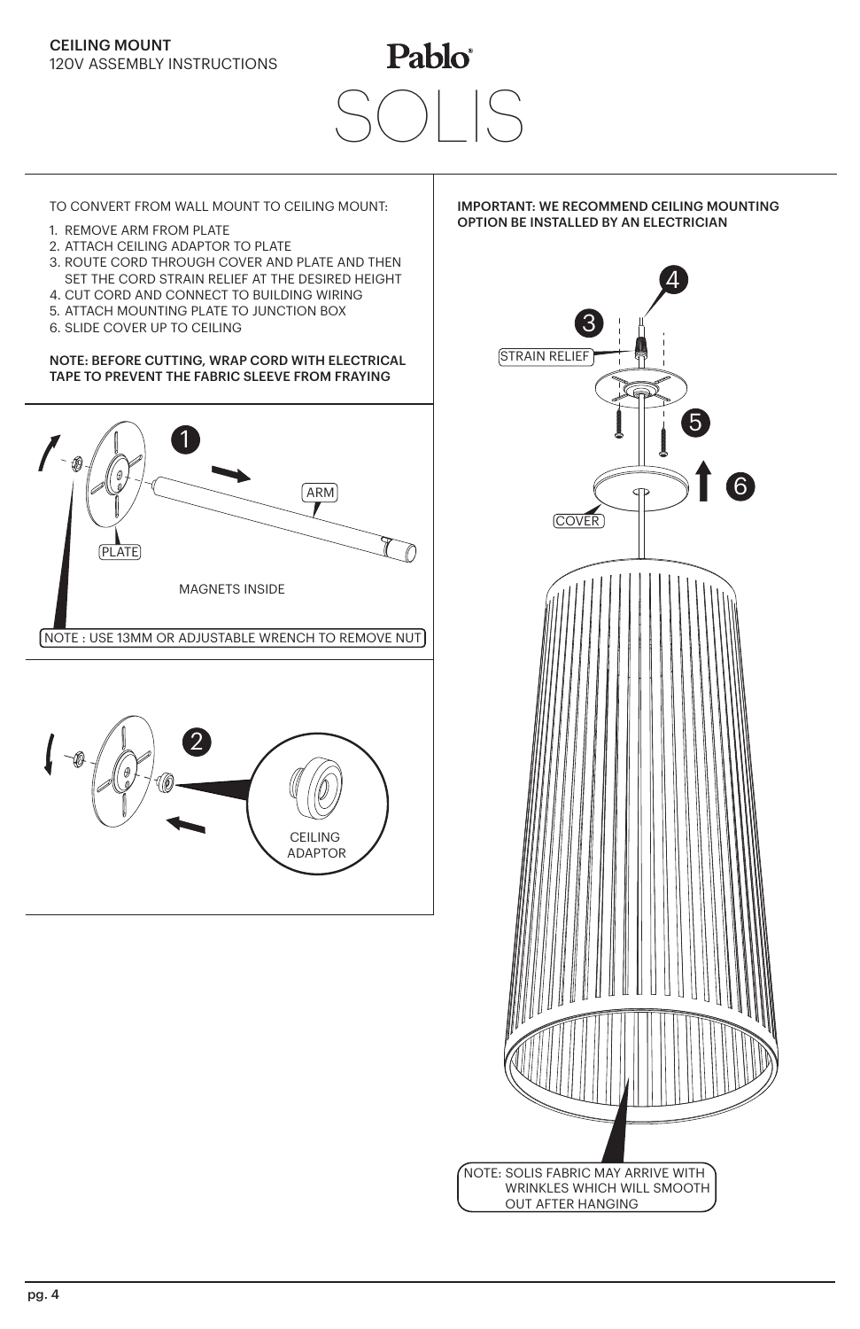**CEILING MOUNT**
120V ASSEMBLY INSTRUCTIONS

**Pablo**

# SOLIS

TO CONVERT FROM WALL MOUNT TO CEILING MOUNT:

1. REMOVE ARM FROM PLATE
2. ATTACH CEILING ADAPTOR TO PLATE
3. ROUTE CORD THROUGH COVER AND PLATE AND THEN SET THE CORD STRAIN RELIEF AT THE DESIRED HEIGHT
4. CUT CORD AND CONNECT TO BUILDING WIRING
5. ATTACH MOUNTING PLATE TO JUNCTION BOX
6. SLIDE COVER UP TO CEILING

**NOTE: BEFORE CUTTING, WRAP CORD WITH ELECTRICAL TAPE TO PREVENT THE FABRIC SLEEVE FROM FRAYING**

**IMPORTANT: WE RECOMMEND CEILING MOUNTING OPTION BE INSTALLED BY AN ELECTRICIAN**

1

ARM

PLATE

MAGNETS INSIDE

NOTE : USE 13MM OR ADJUSTABLE WRENCH TO REMOVE NUT

2

CEILING ADAPTOR

3

4

STRAIN RELIEF

5

6

COVER

NOTE: SOLIS FABRIC MAY ARRIVE WITH WRINKLES WHICH WILL SMOOTH OUT AFTER HANGING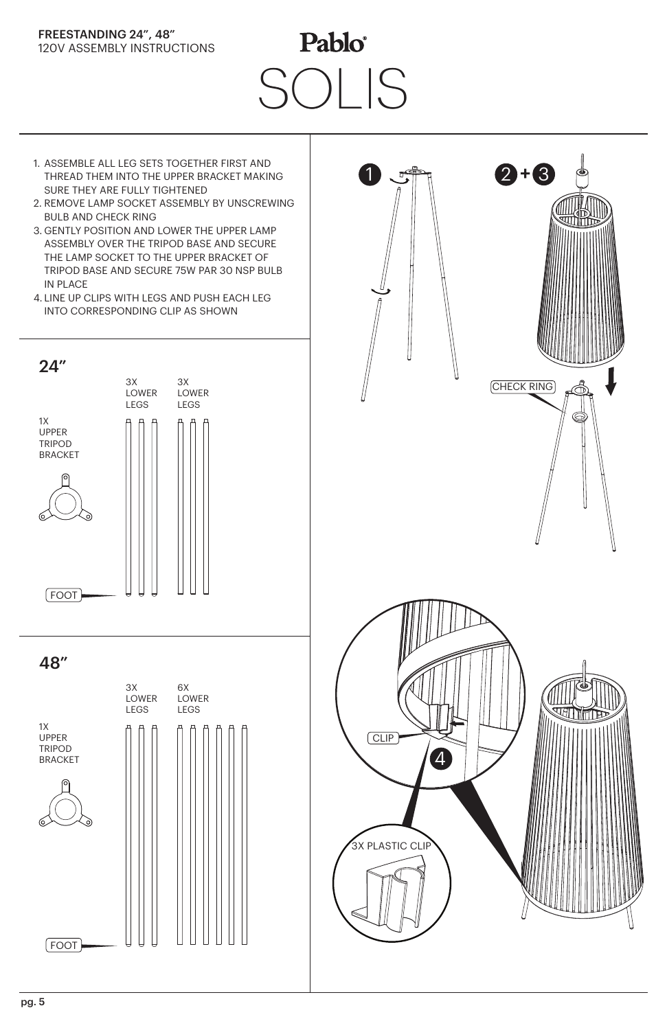**FREESTANDING 24", 48"**
120V ASSEMBLY INSTRUCTIONS

Pablo®

# SOLIS

1. ASSEMBLE ALL LEG SETS TOGETHER FIRST AND THREAD THEM INTO THE UPPER BRACKET MAKING SURE THEY ARE FULLY TIGHTENED
2. REMOVE LAMP SOCKET ASSEMBLY BY UNSCREWING BULB AND CHECK RING
3. GENTLY POSITION AND LOWER THE UPPER LAMP ASSEMBLY OVER THE TRIPOD BASE AND SECURE THE LAMP SOCKET TO THE UPPER BRACKET OF TRIPOD BASE AND SECURE 75W PAR 30 NSP BULB IN PLACE
4. LINE UP CLIPS WITH LEGS AND PUSH EACH LEG INTO CORRESPONDING CLIP AS SHOWN

## 24"

1X UPPER TRIPOD BRACKET

3X LOWER LEGS

3X LOWER LEGS

FOOT

## 48"

1X UPPER TRIPOD BRACKET

3X LOWER LEGS

6X LOWER LEGS

FOOT

1

2 + 3

CHECK RING

4

CLIP

3X PLASTIC CLIP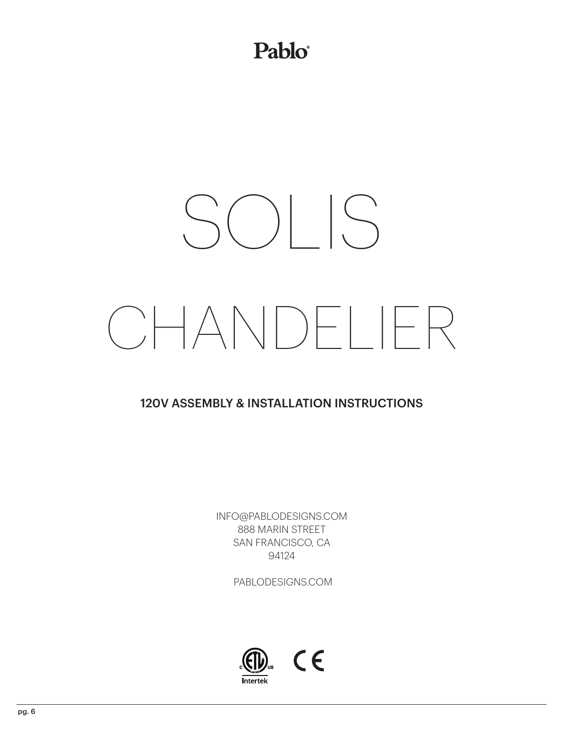Pablo®

# SOLIS CHANDELIER

## 120V ASSEMBLY & INSTALLATION INSTRUCTIONS

INFO@PABLODESIGNS.COM
888 MARIN STREET
SAN FRANCISCO, CA
94124

PABLODESIGNS.COM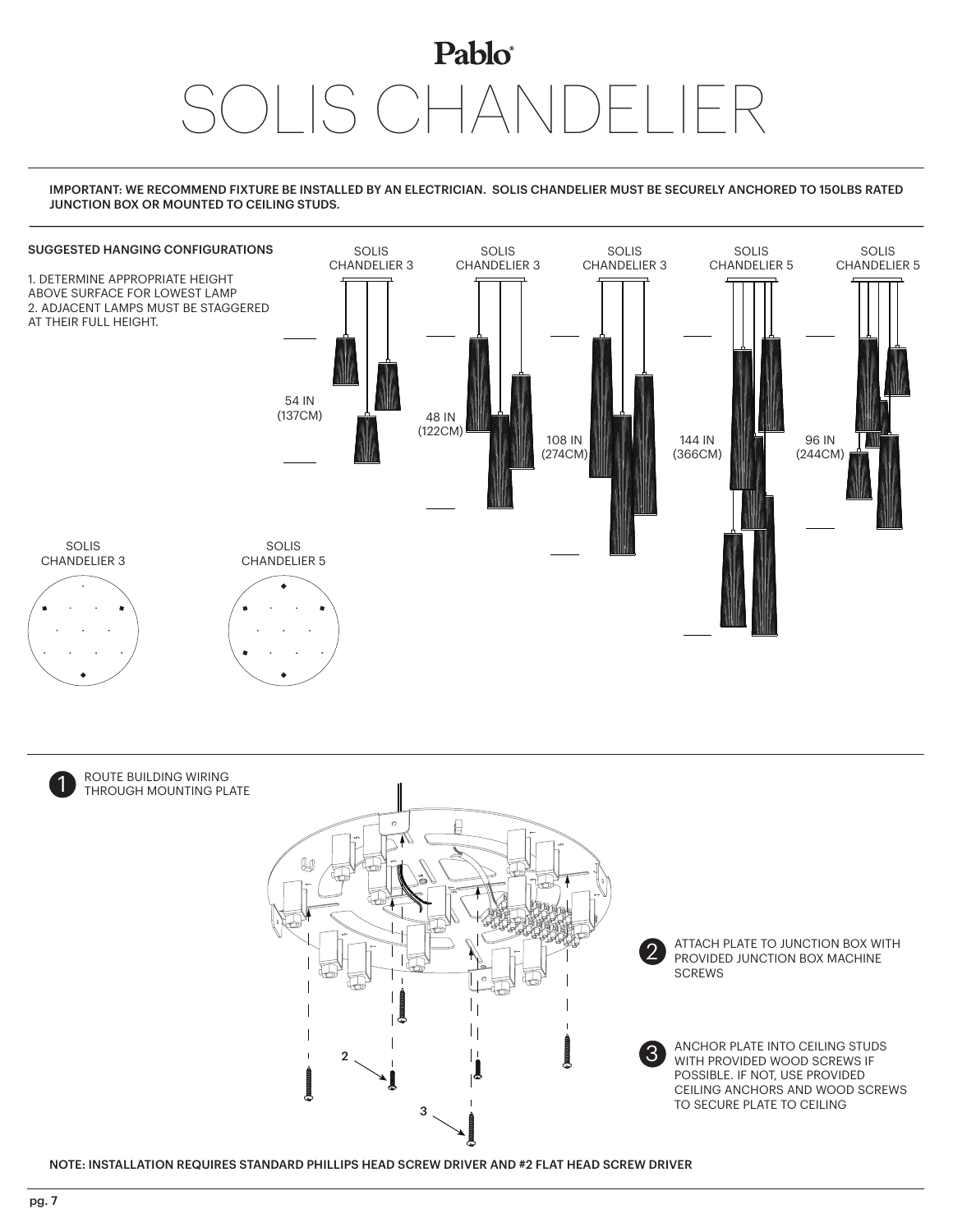Pablo

# SOLIS CHANDELIER

**IMPORTANT: WE RECOMMEND FIXTURE BE INSTALLED BY AN ELECTRICIAN. SOLIS CHANDELIER MUST BE SECURELY ANCHORED TO 150LBS RATED JUNCTION BOX OR MOUNTED TO CEILING STUDS.**

## SUGGESTED HANGING CONFIGURATIONS

1. DETERMINE APPROPRIATE HEIGHT ABOVE SURFACE FOR LOWEST LAMP
2. ADJACENT LAMPS MUST BE STAGGERED AT THEIR FULL HEIGHT.

SOLIS CHANDELIER 3 — 54 IN (137CM)

SOLIS CHANDELIER 3 — 48 IN (122CM)

SOLIS CHANDELIER 3 — 108 IN (274CM)

SOLIS CHANDELIER 5 — 144 IN (366CM)

SOLIS CHANDELIER 5 — 96 IN (244CM)

SOLIS CHANDELIER 3

SOLIS CHANDELIER 5

1. ROUTE BUILDING WIRING THROUGH MOUNTING PLATE
2. ATTACH PLATE TO JUNCTION BOX WITH PROVIDED JUNCTION BOX MACHINE SCREWS
3. ANCHOR PLATE INTO CEILING STUDS WITH PROVIDED WOOD SCREWS IF POSSIBLE. IF NOT, USE PROVIDED CEILING ANCHORS AND WOOD SCREWS TO SECURE PLATE TO CEILING

**NOTE: INSTALLATION REQUIRES STANDARD PHILLIPS HEAD SCREW DRIVER AND #2 FLAT HEAD SCREW DRIVER**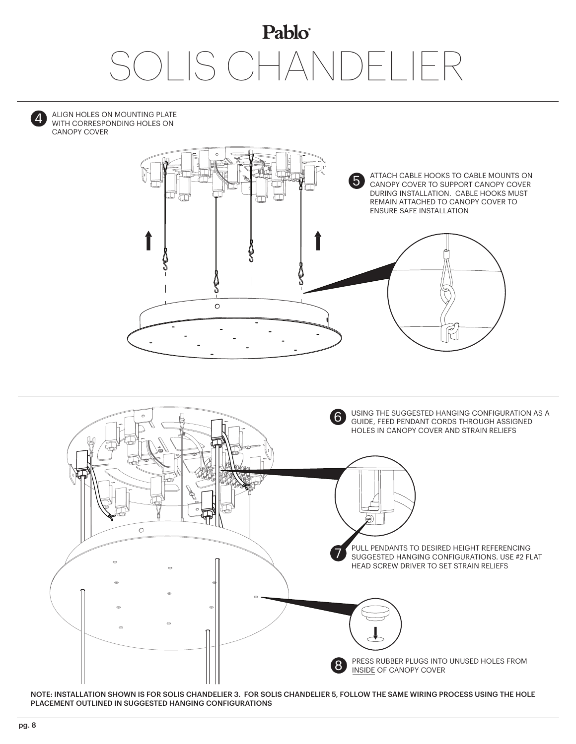# Pablo

# SOLIS CHANDELIER

4. ALIGN HOLES ON MOUNTING PLATE WITH CORRESPONDING HOLES ON CANOPY COVER

5. ATTACH CABLE HOOKS TO CABLE MOUNTS ON CANOPY COVER TO SUPPORT CANOPY COVER DURING INSTALLATION. CABLE HOOKS MUST REMAIN ATTACHED TO CANOPY COVER TO ENSURE SAFE INSTALLATION

6. USING THE SUGGESTED HANGING CONFIGURATION AS A GUIDE, FEED PENDANT CORDS THROUGH ASSIGNED HOLES IN CANOPY COVER AND STRAIN RELIEFS

7. PULL PENDANTS TO DESIRED HEIGHT REFERENCING SUGGESTED HANGING CONFIGURATIONS. USE #2 FLAT HEAD SCREW DRIVER TO SET STRAIN RELIEFS

8. PRESS RUBBER PLUGS INTO UNUSED HOLES FROM INSIDE OF CANOPY COVER

**NOTE: INSTALLATION SHOWN IS FOR SOLIS CHANDELIER 3. FOR SOLIS CHANDELIER 5, FOLLOW THE SAME WIRING PROCESS USING THE HOLE PLACEMENT OUTLINED IN SUGGESTED HANGING CONFIGURATIONS**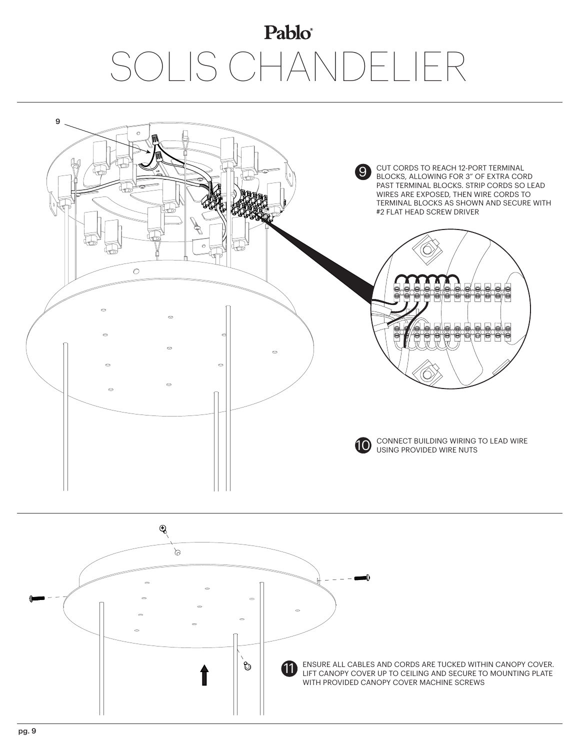# Pablo®

# SOLIS CHANDELIER

9

9 CUT CORDS TO REACH 12-PORT TERMINAL BLOCKS, ALLOWING FOR 3" OF EXTRA CORD PAST TERMINAL BLOCKS. STRIP CORDS SO LEAD WIRES ARE EXPOSED, THEN WIRE CORDS TO TERMINAL BLOCKS AS SHOWN AND SECURE WITH #2 FLAT HEAD SCREW DRIVER

10 CONNECT BUILDING WIRING TO LEAD WIRE USING PROVIDED WIRE NUTS

11 ENSURE ALL CABLES AND CORDS ARE TUCKED WITHIN CANOPY COVER. LIFT CANOPY COVER UP TO CEILING AND SECURE TO MOUNTING PLATE WITH PROVIDED CANOPY COVER MACHINE SCREWS